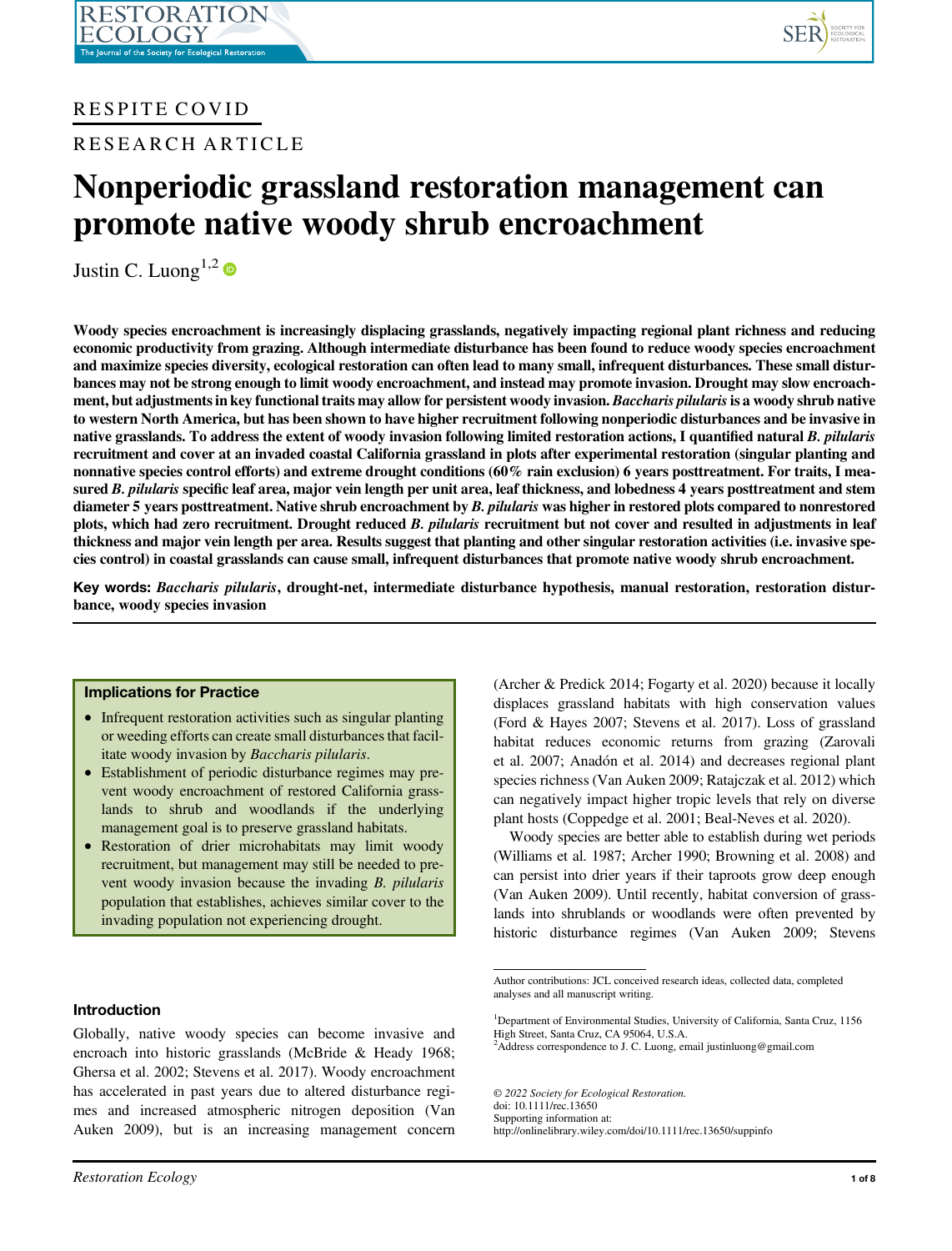RESPITE COVID

RESEARCH ARTICLE

# Nonperiodic grassland restoration management can promote native woody shrub encroachment

Justin C. Luong[1,2]

**Woody species encroachment is increasingly displacing grasslands, negatively impacting regional plant richness and reducing economic productivity from grazing. Although intermediate disturbance has been found to reduce woody species encroachment and maximize species diversity, ecological restoration can often lead to many small, infrequent disturbances. These small disturbances may not be strong enough to limit woody encroachment, and instead may promote invasion. Drought may slow encroachment, but adjustments in key functional traits may allow for persistent woody invasion. *Baccharis pilularis* is a woody shrub native to western North America, but has been shown to have higher recruitment following nonperiodic disturbances and be invasive in native grasslands. To address the extent of woody invasion following limited restoration actions, I quantified natural *B. pilularis* recruitment and cover at an invaded coastal California grassland in plots after experimental restoration (singular planting and nonnative species control efforts) and extreme drought conditions (60% rain exclusion) 6 years posttreatment. For traits, I measured *B. pilularis* specific leaf area, major vein length per unit area, leaf thickness, and lobedness 4 years posttreatment and stem diameter 5 years posttreatment. Native shrub encroachment by *B. pilularis* was higher in restored plots compared to nonrestored plots, which had zero recruitment. Drought reduced *B. pilularis* recruitment but not cover and resulted in adjustments in leaf thickness and major vein length per area. Results suggest that planting and other singular restoration activities (i.e. invasive species control) in coastal grasslands can cause small, infrequent disturbances that promote native woody shrub encroachment.**

**Key words:** ***Baccharis pilularis*, drought-net, intermediate disturbance hypothesis, manual restoration, restoration disturbance, woody species invasion**

> **Implications for Practice**
>
> - Infrequent restoration activities such as singular planting or weeding efforts can create small disturbances that facilitate woody invasion by *Baccharis pilularis*.
> - Establishment of periodic disturbance regimes may prevent woody encroachment of restored California grasslands to shrub and woodlands if the underlying management goal is to preserve grassland habitats.
> - Restoration of drier microhabitats may limit woody recruitment, but management may still be needed to prevent woody invasion because the invading *B. pilularis* population that establishes, achieves similar cover to the invading population not experiencing drought.

## Introduction

Globally, native woody species can become invasive and encroach into historic grasslands (McBride & Heady 1968; Ghersa et al. 2002; Stevens et al. 2017). Woody encroachment has accelerated in past years due to altered disturbance regimes and increased atmospheric nitrogen deposition (Van Auken 2009), but is an increasing management concern (Archer & Predick 2014; Fogarty et al. 2020) because it locally displaces grassland habitats with high conservation values (Ford & Hayes 2007; Stevens et al. 2017). Loss of grassland habitat reduces economic returns from grazing (Zarovali et al. 2007; Anadón et al. 2014) and decreases regional plant species richness (Van Auken 2009; Ratajczak et al. 2012) which can negatively impact higher tropic levels that rely on diverse plant hosts (Coppedge et al. 2001; Beal-Neves et al. 2020).

Woody species are better able to establish during wet periods (Williams et al. 1987; Archer 1990; Browning et al. 2008) and can persist into drier years if their taproots grow deep enough (Van Auken 2009). Until recently, habitat conversion of grasslands into shrublands or woodlands were often prevented by historic disturbance regimes (Van Auken 2009; Stevens

---

Author contributions: JCL conceived research ideas, collected data, completed analyses and all manuscript writing.

[1]Department of Environmental Studies, University of California, Santa Cruz, 1156 High Street, Santa Cruz, CA 95064, U.S.A.
[2]Address correspondence to J. C. Luong, email justinluong@gmail.com

© 2022 Society for Ecological Restoration.
doi: 10.1111/rec.13650
Supporting information at:
http://onlinelibrary.wiley.com/doi/10.1111/rec.13650/suppinfo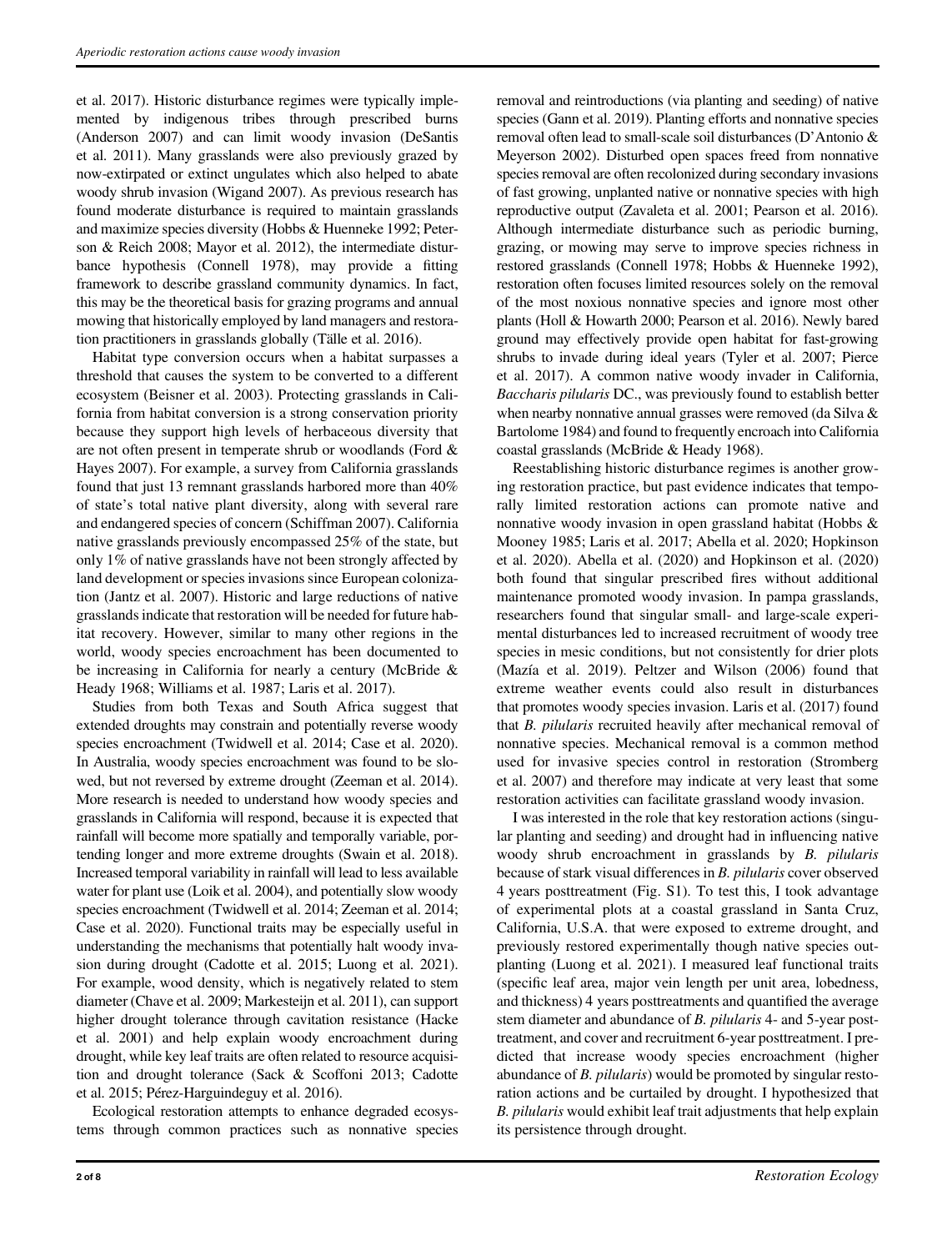et al. 2017). Historic disturbance regimes were typically implemented by indigenous tribes through prescribed burns (Anderson 2007) and can limit woody invasion (DeSantis et al. 2011). Many grasslands were also previously grazed by now-extirpated or extinct ungulates which also helped to abate woody shrub invasion (Wigand 2007). As previous research has found moderate disturbance is required to maintain grasslands and maximize species diversity (Hobbs & Huenneke 1992; Peterson & Reich 2008; Mayor et al. 2012), the intermediate disturbance hypothesis (Connell 1978), may provide a fitting framework to describe grassland community dynamics. In fact, this may be the theoretical basis for grazing programs and annual mowing that historically employed by land managers and restoration practitioners in grasslands globally (Tälle et al. 2016).

Habitat type conversion occurs when a habitat surpasses a threshold that causes the system to be converted to a different ecosystem (Beisner et al. 2003). Protecting grasslands in California from habitat conversion is a strong conservation priority because they support high levels of herbaceous diversity that are not often present in temperate shrub or woodlands (Ford & Hayes 2007). For example, a survey from California grasslands found that just 13 remnant grasslands harbored more than 40% of state's total native plant diversity, along with several rare and endangered species of concern (Schiffman 2007). California native grasslands previously encompassed 25% of the state, but only 1% of native grasslands have not been strongly affected by land development or species invasions since European colonization (Jantz et al. 2007). Historic and large reductions of native grasslands indicate that restoration will be needed for future habitat recovery. However, similar to many other regions in the world, woody species encroachment has been documented to be increasing in California for nearly a century (McBride & Heady 1968; Williams et al. 1987; Laris et al. 2017).

Studies from both Texas and South Africa suggest that extended droughts may constrain and potentially reverse woody species encroachment (Twidwell et al. 2014; Case et al. 2020). In Australia, woody species encroachment was found to be slowed, but not reversed by extreme drought (Zeeman et al. 2014). More research is needed to understand how woody species and grasslands in California will respond, because it is expected that rainfall will become more spatially and temporally variable, portending longer and more extreme droughts (Swain et al. 2018). Increased temporal variability in rainfall will lead to less available water for plant use (Loik et al. 2004), and potentially slow woody species encroachment (Twidwell et al. 2014; Zeeman et al. 2014; Case et al. 2020). Functional traits may be especially useful in understanding the mechanisms that potentially halt woody invasion during drought (Cadotte et al. 2015; Luong et al. 2021). For example, wood density, which is negatively related to stem diameter (Chave et al. 2009; Markesteijn et al. 2011), can support higher drought tolerance through cavitation resistance (Hacke et al. 2001) and help explain woody encroachment during drought, while key leaf traits are often related to resource acquisition and drought tolerance (Sack & Scoffoni 2013; Cadotte et al. 2015; Pérez-Harguindeguy et al. 2016).

Ecological restoration attempts to enhance degraded ecosystems through common practices such as nonnative species removal and reintroductions (via planting and seeding) of native species (Gann et al. 2019). Planting efforts and nonnative species removal often lead to small-scale soil disturbances (D'Antonio & Meyerson 2002). Disturbed open spaces freed from nonnative species removal are often recolonized during secondary invasions of fast growing, unplanted native or nonnative species with high reproductive output (Zavaleta et al. 2001; Pearson et al. 2016). Although intermediate disturbance such as periodic burning, grazing, or mowing may serve to improve species richness in restored grasslands (Connell 1978; Hobbs & Huenneke 1992), restoration often focuses limited resources solely on the removal of the most noxious nonnative species and ignore most other plants (Holl & Howarth 2000; Pearson et al. 2016). Newly bared ground may effectively provide open habitat for fast-growing shrubs to invade during ideal years (Tyler et al. 2007; Pierce et al. 2017). A common native woody invader in California, *Baccharis pilularis* DC., was previously found to establish better when nearby nonnative annual grasses were removed (da Silva & Bartolome 1984) and found to frequently encroach into California coastal grasslands (McBride & Heady 1968).

Reestablishing historic disturbance regimes is another growing restoration practice, but past evidence indicates that temporally limited restoration actions can promote native and nonnative woody invasion in open grassland habitat (Hobbs & Mooney 1985; Laris et al. 2017; Abella et al. 2020; Hopkinson et al. 2020). Abella et al. (2020) and Hopkinson et al. (2020) both found that singular prescribed fires without additional maintenance promoted woody invasion. In pampa grasslands, researchers found that singular small- and large-scale experimental disturbances led to increased recruitment of woody tree species in mesic conditions, but not consistently for drier plots (Mazía et al. 2019). Peltzer and Wilson (2006) found that extreme weather events could also result in disturbances that promotes woody species invasion. Laris et al. (2017) found that *B. pilularis* recruited heavily after mechanical removal of nonnative species. Mechanical removal is a common method used for invasive species control in restoration (Stromberg et al. 2007) and therefore may indicate at very least that some restoration activities can facilitate grassland woody invasion.

I was interested in the role that key restoration actions (singular planting and seeding) and drought had in influencing native woody shrub encroachment in grasslands by *B. pilularis* because of stark visual differences in *B. pilularis* cover observed 4 years posttreatment (Fig. S1). To test this, I took advantage of experimental plots at a coastal grassland in Santa Cruz, California, U.S.A. that were exposed to extreme drought, and previously restored experimentally though native species outplanting (Luong et al. 2021). I measured leaf functional traits (specific leaf area, major vein length per unit area, lobedness, and thickness) 4 years posttreatments and quantified the average stem diameter and abundance of *B. pilularis* 4- and 5-year posttreatment, and cover and recruitment 6-year posttreatment. I predicted that increase woody species encroachment (higher abundance of *B. pilularis*) would be promoted by singular restoration actions and be curtailed by drought. I hypothesized that *B. pilularis* would exhibit leaf trait adjustments that help explain its persistence through drought.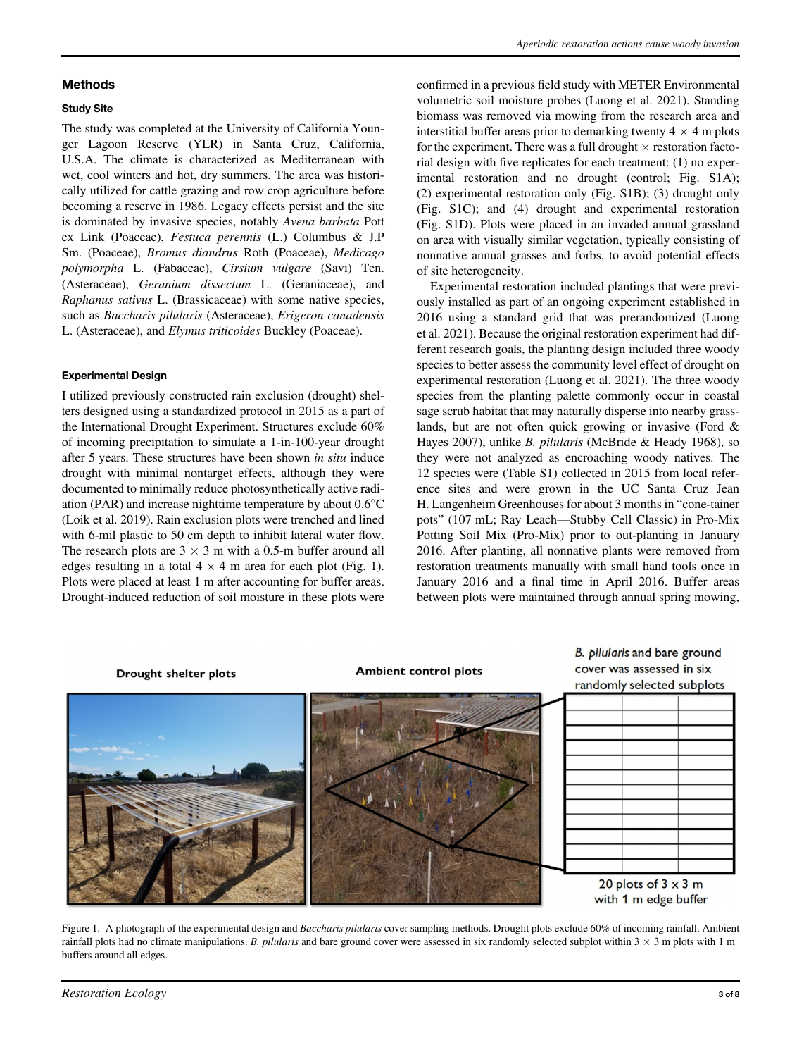## Methods

### Study Site

The study was completed at the University of California Younger Lagoon Reserve (YLR) in Santa Cruz, California, U.S.A. The climate is characterized as Mediterranean with wet, cool winters and hot, dry summers. The area was historically utilized for cattle grazing and row crop agriculture before becoming a reserve in 1986. Legacy effects persist and the site is dominated by invasive species, notably *Avena barbata* Pott ex Link (Poaceae), *Festuca perennis* (L.) Columbus & J.P Sm. (Poaceae), *Bromus diandrus* Roth (Poaceae), *Medicago polymorpha* L. (Fabaceae), *Cirsium vulgare* (Savi) Ten. (Asteraceae), *Geranium dissectum* L. (Geraniaceae), and *Raphanus sativus* L. (Brassicaceae) with some native species, such as *Baccharis pilularis* (Asteraceae), *Erigeron canadensis* L. (Asteraceae), and *Elymus triticoides* Buckley (Poaceae).

### Experimental Design

I utilized previously constructed rain exclusion (drought) shelters designed using a standardized protocol in 2015 as a part of the International Drought Experiment. Structures exclude 60% of incoming precipitation to simulate a 1-in-100-year drought after 5 years. These structures have been shown *in situ* induce drought with minimal nontarget effects, although they were documented to minimally reduce photosynthetically active radiation (PAR) and increase nighttime temperature by about 0.6°C (Loik et al. 2019). Rain exclusion plots were trenched and lined with 6-mil plastic to 50 cm depth to inhibit lateral water flow. The research plots are 3 × 3 m with a 0.5-m buffer around all edges resulting in a total 4 × 4 m area for each plot (Fig. 1). Plots were placed at least 1 m after accounting for buffer areas. Drought-induced reduction of soil moisture in these plots were confirmed in a previous field study with METER Environmental volumetric soil moisture probes (Luong et al. 2021). Standing biomass was removed via mowing from the research area and interstitial buffer areas prior to demarking twenty 4 × 4 m plots for the experiment. There was a full drought × restoration factorial design with five replicates for each treatment: (1) no experimental restoration and no drought (control; Fig. S1A); (2) experimental restoration only (Fig. S1B); (3) drought only (Fig. S1C); and (4) drought and experimental restoration (Fig. S1D). Plots were placed in an invaded annual grassland on area with visually similar vegetation, typically consisting of nonnative annual grasses and forbs, to avoid potential effects of site heterogeneity.

Experimental restoration included plantings that were previously installed as part of an ongoing experiment established in 2016 using a standard grid that was prerandomized (Luong et al. 2021). Because the original restoration experiment had different research goals, the planting design included three woody species to better assess the community level effect of drought on experimental restoration (Luong et al. 2021). The three woody species from the planting palette commonly occur in coastal sage scrub habitat that may naturally disperse into nearby grasslands, but are not often quick growing or invasive (Ford & Hayes 2007), unlike *B. pilularis* (McBride & Heady 1968), so they were not analyzed as encroaching woody natives. The 12 species were (Table S1) collected in 2015 from local reference sites and were grown in the UC Santa Cruz Jean H. Langenheim Greenhouses for about 3 months in "cone-tainer pots" (107 mL; Ray Leach—Stubby Cell Classic) in Pro-Mix Potting Soil Mix (Pro-Mix) prior to out-planting in January 2016. After planting, all nonnative plants were removed from restoration treatments manually with small hand tools once in January 2016 and a final time in April 2016. Buffer areas between plots were maintained through annual spring mowing,

Drought shelter plots | Ambient control plots | *B. pilularis* and bare ground cover was assessed in six randomly selected subplots | 20 plots of 3 x 3 m with 1 m edge buffer

Figure 1. A photograph of the experimental design and *Baccharis pilularis* cover sampling methods. Drought plots exclude 60% of incoming rainfall. Ambient rainfall plots had no climate manipulations. *B. pilularis* and bare ground cover were assessed in six randomly selected subplot within 3 × 3 m plots with 1 m buffers around all edges.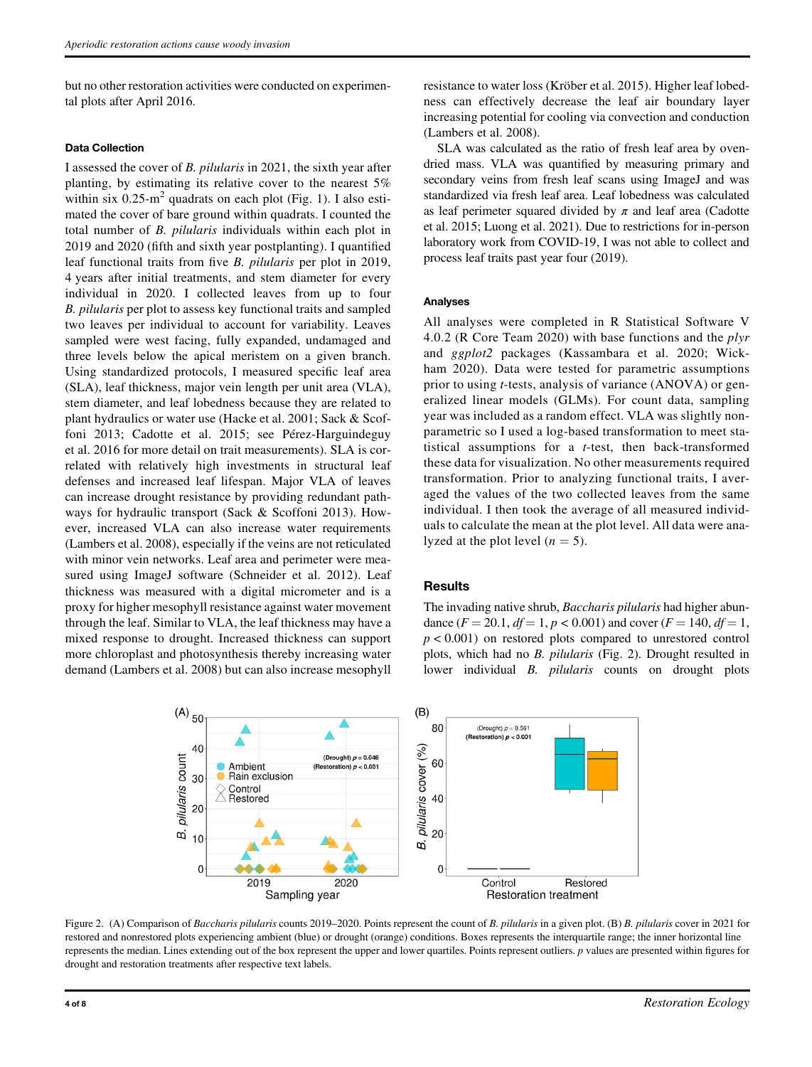but no other restoration activities were conducted on experimental plots after April 2016.

#### Data Collection

I assessed the cover of *B. pilularis* in 2021, the sixth year after planting, by estimating its relative cover to the nearest 5% within six 0.25-$m^2$ quadrats on each plot (Fig. 1). I also estimated the cover of bare ground within quadrats. I counted the total number of *B. pilularis* individuals within each plot in 2019 and 2020 (fifth and sixth year postplanting). I quantified leaf functional traits from five *B. pilularis* per plot in 2019, 4 years after initial treatments, and stem diameter for every individual in 2020. I collected leaves from up to four *B. pilularis* per plot to assess key functional traits and sampled two leaves per individual to account for variability. Leaves sampled were west facing, fully expanded, undamaged and three levels below the apical meristem on a given branch. Using standardized protocols, I measured specific leaf area (SLA), leaf thickness, major vein length per unit area (VLA), stem diameter, and leaf lobedness because they are related to plant hydraulics or water use (Hacke et al. 2001; Sack & Scoffoni 2013; Cadotte et al. 2015; see Pérez-Harguindeguy et al. 2016 for more detail on trait measurements). SLA is correlated with relatively high investments in structural leaf defenses and increased leaf lifespan. Major VLA of leaves can increase drought resistance by providing redundant pathways for hydraulic transport (Sack & Scoffoni 2013). However, increased VLA can also increase water requirements (Lambers et al. 2008), especially if the veins are not reticulated with minor vein networks. Leaf area and perimeter were measured using ImageJ software (Schneider et al. 2012). Leaf thickness was measured with a digital micrometer and is a proxy for higher mesophyll resistance against water movement through the leaf. Similar to VLA, the leaf thickness may have a mixed response to drought. Increased thickness can support more chloroplast and photosynthesis thereby increasing water demand (Lambers et al. 2008) but can also increase mesophyll resistance to water loss (Kröber et al. 2015). Higher leaf lobedness can effectively decrease the leaf air boundary layer increasing potential for cooling via convection and conduction (Lambers et al. 2008).

SLA was calculated as the ratio of fresh leaf area by oven-dried mass. VLA was quantified by measuring primary and secondary veins from fresh leaf scans using ImageJ and was standardized via fresh leaf area. Leaf lobedness was calculated as leaf perimeter squared divided by $\pi$ and leaf area (Cadotte et al. 2015; Luong et al. 2021). Due to restrictions for in-person laboratory work from COVID-19, I was not able to collect and process leaf traits past year four (2019).

#### Analyses

All analyses were completed in R Statistical Software V 4.0.2 (R Core Team 2020) with base functions and the *plyr* and *ggplot2* packages (Kassambara et al. 2020; Wickham 2020). Data were tested for parametric assumptions prior to using *t*-tests, analysis of variance (ANOVA) or generalized linear models (GLMs). For count data, sampling year was included as a random effect. VLA was slightly nonparametric so I used a log-based transformation to meet statistical assumptions for a *t*-test, then back-transformed these data for visualization. No other measurements required transformation. Prior to analyzing functional traits, I averaged the values of the two collected leaves from the same individual. I then took the average of all measured individuals to calculate the mean at the plot level. All data were analyzed at the plot level ($n = 5$).

### Results

The invading native shrub, *Baccharis pilularis* had higher abundance ($F = 20.1$, $df = 1$, $p < 0.001$) and cover ($F = 140$, $df = 1$, $p < 0.001$) on restored plots compared to unrestored control plots, which had no *B. pilularis* (Fig. 2). Drought resulted in lower individual *B. pilularis* counts on drought plots

Figure 2. (A) Comparison of *Baccharis pilularis* counts 2019–2020. Points represent the count of *B. pilularis* in a given plot. (B) *B. pilularis* cover in 2021 for restored and nonrestored plots experiencing ambient (blue) or drought (orange) conditions. Boxes represents the interquartile range; the inner horizontal line represents the median. Lines extending out of the box represent the upper and lower quartiles. Points represent outliers. *p* values are presented within figures for drought and restoration treatments after respective text labels.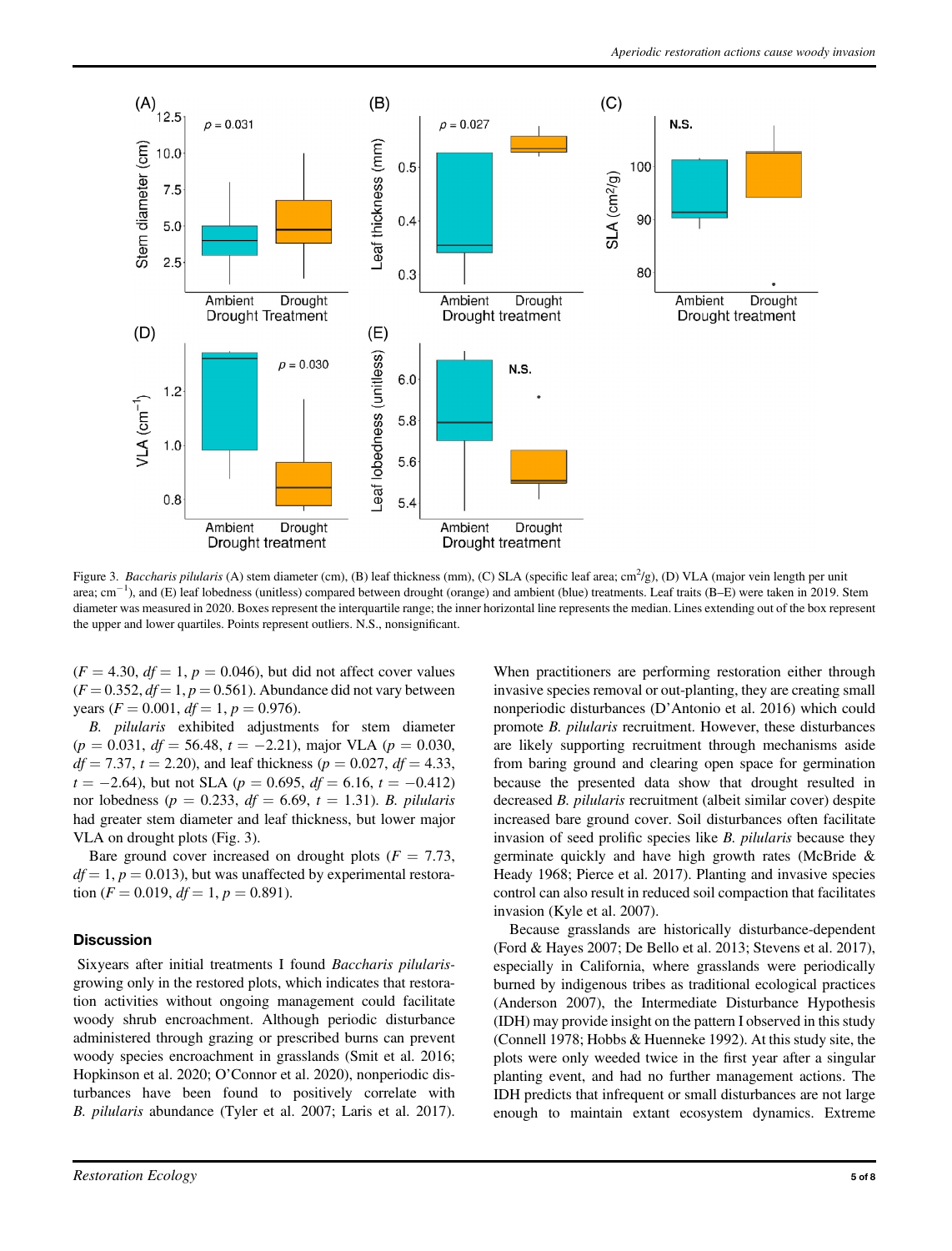Figure 3. *Baccharis pilularis* (A) stem diameter (cm), (B) leaf thickness (mm), (C) SLA (specific leaf area; $cm^2/g$), (D) VLA (major vein length per unit area; $cm^{-1}$), and (E) leaf lobedness (unitless) compared between drought (orange) and ambient (blue) treatments. Leaf traits (B–E) were taken in 2019. Stem diameter was measured in 2020. Boxes represent the interquartile range; the inner horizontal line represents the median. Lines extending out of the box represent the upper and lower quartiles. Points represent outliers. N.S., nonsignificant.

($F = 4.30$, $df = 1$, $p = 0.046$), but did not affect cover values ($F = 0.352$, $df = 1$, $p = 0.561$). Abundance did not vary between years ($F = 0.001$, $df = 1$, $p = 0.976$).

*B. pilularis* exhibited adjustments for stem diameter ($p = 0.031$, $df = 56.48$, $t = -2.21$), major VLA ($p = 0.030$, $df = 7.37$, $t = 2.20$), and leaf thickness ($p = 0.027$, $df = 4.33$, $t = -2.64$), but not SLA ($p = 0.695$, $df = 6.16$, $t = -0.412$) nor lobedness ($p = 0.233$, $df = 6.69$, $t = 1.31$). *B. pilularis* had greater stem diameter and leaf thickness, but lower major VLA on drought plots (Fig. 3).

Bare ground cover increased on drought plots ($F = 7.73$, $df = 1$, $p = 0.013$), but was unaffected by experimental restoration ($F = 0.019$, $df = 1$, $p = 0.891$).

## Discussion

Sixyears after initial treatments I found *Baccharis pilularis*growing only in the restored plots, which indicates that restoration activities without ongoing management could facilitate woody shrub encroachment. Although periodic disturbance administered through grazing or prescribed burns can prevent woody species encroachment in grasslands (Smit et al. 2016; Hopkinson et al. 2020; O'Connor et al. 2020), nonperiodic disturbances have been found to positively correlate with *B. pilularis* abundance (Tyler et al. 2007; Laris et al. 2017). When practitioners are performing restoration either through invasive species removal or out-planting, they are creating small nonperiodic disturbances (D'Antonio et al. 2016) which could promote *B. pilularis* recruitment. However, these disturbances are likely supporting recruitment through mechanisms aside from baring ground and clearing open space for germination because the presented data show that drought resulted in decreased *B. pilularis* recruitment (albeit similar cover) despite increased bare ground cover. Soil disturbances often facilitate invasion of seed prolific species like *B. pilularis* because they germinate quickly and have high growth rates (McBride & Heady 1968; Pierce et al. 2017). Planting and invasive species control can also result in reduced soil compaction that facilitates invasion (Kyle et al. 2007).

Because grasslands are historically disturbance-dependent (Ford & Hayes 2007; De Bello et al. 2013; Stevens et al. 2017), especially in California, where grasslands were periodically burned by indigenous tribes as traditional ecological practices (Anderson 2007), the Intermediate Disturbance Hypothesis (IDH) may provide insight on the pattern I observed in this study (Connell 1978; Hobbs & Huenneke 1992). At this study site, the plots were only weeded twice in the first year after a singular planting event, and had no further management actions. The IDH predicts that infrequent or small disturbances are not large enough to maintain extant ecosystem dynamics. Extreme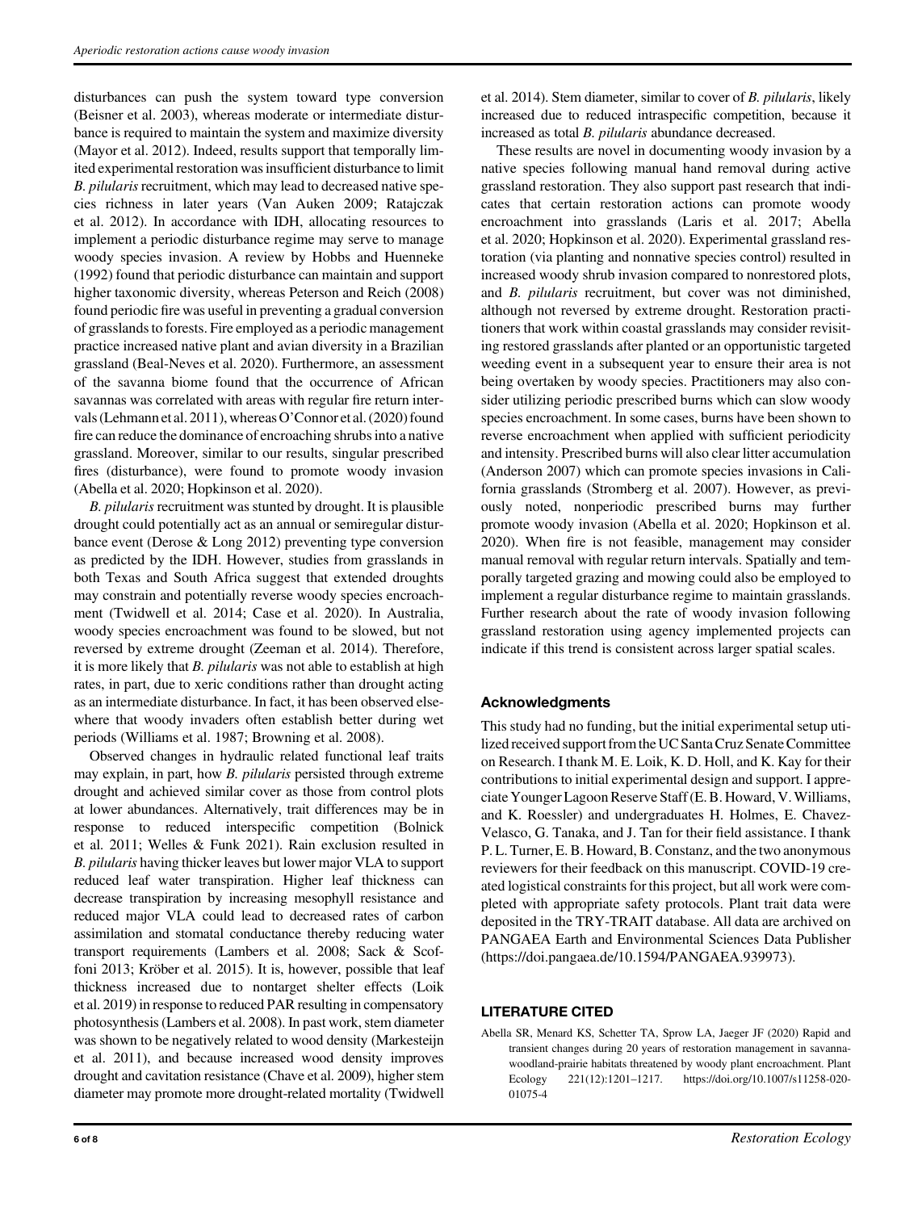disturbances can push the system toward type conversion (Beisner et al. 2003), whereas moderate or intermediate disturbance is required to maintain the system and maximize diversity (Mayor et al. 2012). Indeed, results support that temporally limited experimental restoration was insufficient disturbance to limit *B. pilularis* recruitment, which may lead to decreased native species richness in later years (Van Auken 2009; Ratajczak et al. 2012). In accordance with IDH, allocating resources to implement a periodic disturbance regime may serve to manage woody species invasion. A review by Hobbs and Huenneke (1992) found that periodic disturbance can maintain and support higher taxonomic diversity, whereas Peterson and Reich (2008) found periodic fire was useful in preventing a gradual conversion of grasslands to forests. Fire employed as a periodic management practice increased native plant and avian diversity in a Brazilian grassland (Beal-Neves et al. 2020). Furthermore, an assessment of the savanna biome found that the occurrence of African savannas was correlated with areas with regular fire return intervals (Lehmann et al. 2011), whereas O'Connor et al. (2020) found fire can reduce the dominance of encroaching shrubs into a native grassland. Moreover, similar to our results, singular prescribed fires (disturbance), were found to promote woody invasion (Abella et al. 2020; Hopkinson et al. 2020).

*B. pilularis* recruitment was stunted by drought. It is plausible drought could potentially act as an annual or semiregular disturbance event (Derose & Long 2012) preventing type conversion as predicted by the IDH. However, studies from grasslands in both Texas and South Africa suggest that extended droughts may constrain and potentially reverse woody species encroachment (Twidwell et al. 2014; Case et al. 2020). In Australia, woody species encroachment was found to be slowed, but not reversed by extreme drought (Zeeman et al. 2014). Therefore, it is more likely that *B. pilularis* was not able to establish at high rates, in part, due to xeric conditions rather than drought acting as an intermediate disturbance. In fact, it has been observed elsewhere that woody invaders often establish better during wet periods (Williams et al. 1987; Browning et al. 2008).

Observed changes in hydraulic related functional leaf traits may explain, in part, how *B. pilularis* persisted through extreme drought and achieved similar cover as those from control plots at lower abundances. Alternatively, trait differences may be in response to reduced interspecific competition (Bolnick et al. 2011; Welles & Funk 2021). Rain exclusion resulted in *B. pilularis* having thicker leaves but lower major VLA to support reduced leaf water transpiration. Higher leaf thickness can decrease transpiration by increasing mesophyll resistance and reduced major VLA could lead to decreased rates of carbon assimilation and stomatal conductance thereby reducing water transport requirements (Lambers et al. 2008; Sack & Scoffoni 2013; Kröber et al. 2015). It is, however, possible that leaf thickness increased due to nontarget shelter effects (Loik et al. 2019) in response to reduced PAR resulting in compensatory photosynthesis (Lambers et al. 2008). In past work, stem diameter was shown to be negatively related to wood density (Markesteijn et al. 2011), and because increased wood density improves drought and cavitation resistance (Chave et al. 2009), higher stem diameter may promote more drought-related mortality (Twidwell et al. 2014). Stem diameter, similar to cover of *B. pilularis*, likely increased due to reduced intraspecific competition, because it increased as total *B. pilularis* abundance decreased.

These results are novel in documenting woody invasion by a native species following manual hand removal during active grassland restoration. They also support past research that indicates that certain restoration actions can promote woody encroachment into grasslands (Laris et al. 2017; Abella et al. 2020; Hopkinson et al. 2020). Experimental grassland restoration (via planting and nonnative species control) resulted in increased woody shrub invasion compared to nonrestored plots, and *B. pilularis* recruitment, but cover was not diminished, although not reversed by extreme drought. Restoration practitioners that work within coastal grasslands may consider revisiting restored grasslands after planted or an opportunistic targeted weeding event in a subsequent year to ensure their area is not being overtaken by woody species. Practitioners may also consider utilizing periodic prescribed burns which can slow woody species encroachment. In some cases, burns have been shown to reverse encroachment when applied with sufficient periodicity and intensity. Prescribed burns will also clear litter accumulation (Anderson 2007) which can promote species invasions in California grasslands (Stromberg et al. 2007). However, as previously noted, nonperiodic prescribed burns may further promote woody invasion (Abella et al. 2020; Hopkinson et al. 2020). When fire is not feasible, management may consider manual removal with regular return intervals. Spatially and temporally targeted grazing and mowing could also be employed to implement a regular disturbance regime to maintain grasslands. Further research about the rate of woody invasion following grassland restoration using agency implemented projects can indicate if this trend is consistent across larger spatial scales.

## Acknowledgments

This study had no funding, but the initial experimental setup utilized received support from the UC Santa Cruz Senate Committee on Research. I thank M. E. Loik, K. D. Holl, and K. Kay for their contributions to initial experimental design and support. I appreciate Younger Lagoon Reserve Staff (E. B. Howard, V. Williams, and K. Roessler) and undergraduates H. Holmes, E. Chavez-Velasco, G. Tanaka, and J. Tan for their field assistance. I thank P. L. Turner, E. B. Howard, B. Constanz, and the two anonymous reviewers for their feedback on this manuscript. COVID-19 created logistical constraints for this project, but all work were completed with appropriate safety protocols. Plant trait data were deposited in the TRY-TRAIT database. All data are archived on PANGAEA Earth and Environmental Sciences Data Publisher (https://doi.pangaea.de/10.1594/PANGAEA.939973).

## LITERATURE CITED

Abella SR, Menard KS, Schetter TA, Sprow LA, Jaeger JF (2020) Rapid and transient changes during 20 years of restoration management in savanna-woodland-prairie habitats threatened by woody plant encroachment. Plant Ecology 221(12):1201–1217. https://doi.org/10.1007/s11258-020-01075-4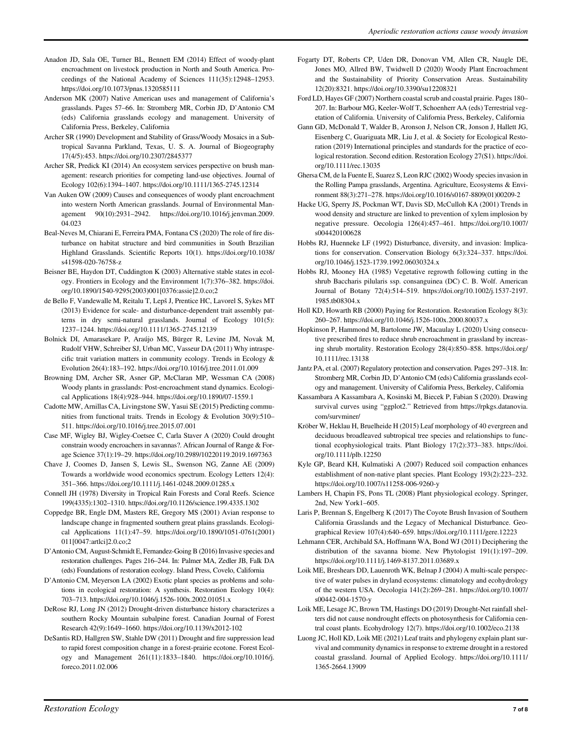Anadon JD, Sala OE, Turner BL, Bennett EM (2014) Effect of woody-plant encroachment on livestock production in North and South America. Proceedings of the National Academy of Sciences 111(35):12948–12953. https://doi.org/10.1073/pnas.1320585111

Anderson MK (2007) Native American uses and management of California's grasslands. Pages 57–66. In: Stromberg MR, Corbin JD, D'Antonio CM (eds) California grasslands ecology and management. University of California Press, Berkeley, California

Archer SR (1990) Development and Stability of Grass/Woody Mosaics in a Subtropical Savanna Parkland, Texas, U. S. A. Journal of Biogeography 17(4/5):453. https://doi.org/10.2307/2845377

Archer SR, Predick KI (2014) An ecosystem services perspective on brush management: research priorities for competing land-use objectives. Journal of Ecology 102(6):1394–1407. https://doi.org/10.1111/1365-2745.12314

Van Auken OW (2009) Causes and consequences of woody plant encroachment into western North American grasslands. Journal of Environmental Management 90(10):2931–2942. https://doi.org/10.1016/j.jenvman.2009.04.023

Beal-Neves M, Chiarani E, Ferreira PMA, Fontana CS (2020) The role of fire disturbance on habitat structure and bird communities in South Brazilian Highland Grasslands. Scientific Reports 10(1). https://doi.org/10.1038/s41598-020-76758-z

Beisner BE, Haydon DT, Cuddington K (2003) Alternative stable states in ecology. Frontiers in Ecology and the Environment 1(7):376–382. https://doi.org/10.1890/1540-9295(2003)001[0376:assie]2.0.co;2

de Bello F, Vandewalle M, Reitalu T, Lepš J, Prentice HC, Lavorel S, Sykes MT (2013) Evidence for scale- and disturbance-dependent trait assembly patterns in dry semi-natural grasslands. Journal of Ecology 101(5):1237–1244. https://doi.org/10.1111/1365-2745.12139

Bolnick DI, Amarasekare P, Araújo MS, Bürger R, Levine JM, Novak M, Rudolf VHW, Schreiber SJ, Urban MC, Vasseur DA (2011) Why intraspecific trait variation matters in community ecology. Trends in Ecology & Evolution 26(4):183–192. https://doi.org/10.1016/j.tree.2011.01.009

Browning DM, Archer SR, Asner GP, McClaran MP, Wessman CA (2008) Woody plants in grasslands: Post-encroachment stand dynamics. Ecological Applications 18(4):928–944. https://doi.org/10.1890/07-1559.1

Cadotte MW, Arnillas CA, Livingstone SW, Yasui SE (2015) Predicting communities from functional traits. Trends in Ecology & Evolution 30(9):510–511. https://doi.org/10.1016/j.tree.2015.07.001

Case MF, Wigley BJ, Wigley-Coetsee C, Carla Staver A (2020) Could drought constrain woody encroachers in savannas?. African Journal of Range & Forage Science 37(1):19–29. https://doi.org/10.2989/10220119.2019.1697363

Chave J, Coomes D, Jansen S, Lewis SL, Swenson NG, Zanne AE (2009) Towards a worldwide wood economics spectrum. Ecology Letters 12(4):351–366. https://doi.org/10.1111/j.1461-0248.2009.01285.x

Connell JH (1978) Diversity in Tropical Rain Forests and Coral Reefs. Science 199(4335):1302–1310. https://doi.org/10.1126/science.199.4335.1302

Coppedge BR, Engle DM, Masters RE, Gregory MS (2001) Avian response to landscape change in fragmented southern great plains grasslands. Ecological Applications 11(1):47–59. https://doi.org/10.1890/1051-0761(2001)011[0047:artlci]2.0.co;2

D'Antonio CM, August-Schmidt E, Fernandez-Going B (2016) Invasive species and restoration challenges. Pages 216–244. In: Palmer MA, Zedler JB, Falk DA (eds) Foundations of restoration ecology. Island Press, Covelo, California

D'Antonio CM, Meyerson LA (2002) Exotic plant species as problems and solutions in ecological restoration: A synthesis. Restoration Ecology 10(4):703–713. https://doi.org/10.1046/j.1526-100x.2002.01051.x

DeRose RJ, Long JN (2012) Drought-driven disturbance history characterizes a southern Rocky Mountain subalpine forest. Canadian Journal of Forest Research 42(9):1649–1660. https://doi.org/10.1139/x2012-102

DeSantis RD, Hallgren SW, Stahle DW (2011) Drought and fire suppression lead to rapid forest composition change in a forest-prairie ecotone. Forest Ecology and Management 261(11):1833–1840. https://doi.org/10.1016/j.foreco.2011.02.006

Fogarty DT, Roberts CP, Uden DR, Donovan VM, Allen CR, Naugle DE, Jones MO, Allred BW, Twidwell D (2020) Woody Plant Encroachment and the Sustainability of Priority Conservation Areas. Sustainability 12(20):8321. https://doi.org/10.3390/su12208321

Ford LD, Hayes GF (2007) Northern coastal scrub and coastal prairie. Pages 180–207. In: Barbour MG, Keeler-Wolf T, Schoenherr AA (eds) Terrestrial vegetation of California. University of California Press, Berkeley, California

Gann GD, McDonald T, Walder B, Aronson J, Nelson CR, Jonson J, Hallett JG, Eisenberg C, Guariguata MR, Liu J, et al. & Society for Ecological Restoration (2019) International principles and standards for the practice of ecological restoration. Second edition. Restoration Ecology 27(S1). https://doi.org/10.1111/rec.13035

Ghersa CM, de la Fuente E, Suarez S, Leon RJC (2002) Woody species invasion in the Rolling Pampa grasslands, Argentina. Agriculture, Ecosystems & Environment 88(3):271–278. https://doi.org/10.1016/s0167-8809(01)00209-2

Hacke UG, Sperry JS, Pockman WT, Davis SD, McCulloh KA (2001) Trends in wood density and structure are linked to prevention of xylem implosion by negative pressure. Oecologia 126(4):457–461. https://doi.org/10.1007/s004420100628

Hobbs RJ, Huenneke LF (1992) Disturbance, diversity, and invasion: Implications for conservation. Conservation Biology 6(3):324–337. https://doi.org/10.1046/j.1523-1739.1992.06030324.x

Hobbs RJ, Mooney HA (1985) Vegetative regrowth following cutting in the shrub Baccharis pilularis ssp. consanguinea (DC) C. B. Wolf. American Journal of Botany 72(4):514–519. https://doi.org/10.1002/j.1537-2197.1985.tb08304.x

Holl KD, Howarth RB (2000) Paying for Restoration. Restoration Ecology 8(3):260–267. https://doi.org/10.1046/j.1526-100x.2000.80037.x

Hopkinson P, Hammond M, Bartolome JW, Macaulay L (2020) Using consecutive prescribed fires to reduce shrub encroachment in grassland by increasing shrub mortality. Restoration Ecology 28(4):850–858. https://doi.org/10.1111/rec.13138

Jantz PA, et al. (2007) Regulatory protection and conservation. Pages 297–318. In: Stromberg MR, Corbin JD, D'Antonio CM (eds) California grasslands ecology and management. University of California Press, Berkeley, California

Kassambara A Kassambara A, Kosinski M, Biecek P, Fabian S (2020). Drawing survival curves using "ggplot2." Retrieved from https://rpkgs.datanovia.com/survminer/

Kröber W, Heklau H, Bruelheide H (2015) Leaf morphology of 40 evergreen and deciduous broadleaved subtropical tree species and relationships to functional ecophysiological traits. Plant Biology 17(2):373–383. https://doi.org/10.1111/plb.12250

Kyle GP, Beard KH, Kulmatiski A (2007) Reduced soil compaction enhances establishment of non-native plant species. Plant Ecology 193(2):223–232. https://doi.org/10.1007/s11258-006-9260-y

Lambers H, Chapin FS, Pons TL (2008) Plant physiological ecology. Springer, 2nd, New York1–605.

Laris P, Brennan S, Engelberg K (2017) The Coyote Brush Invasion of Southern California Grasslands and the Legacy of Mechanical Disturbance. Geographical Review 107(4):640–659. https://doi.org/10.1111/gere.12223

Lehmann CER, Archibald SA, Hoffmann WA, Bond WJ (2011) Deciphering the distribution of the savanna biome. New Phytologist 191(1):197–209. https://doi.org/10.1111/j.1469-8137.2011.03689.x

Loik ME, Breshears DD, Lauenroth WK, Belnap J (2004) A multi-scale perspective of water pulses in dryland ecosystems: climatology and ecohydrology of the western USA. Oecologia 141(2):269–281. https://doi.org/10.1007/s00442-004-1570-y

Loik ME, Lesage JC, Brown TM, Hastings DO (2019) Drought-Net rainfall shelters did not cause nondrought effects on photosynthesis for California central coast plants. Ecohydrology 12(7). https://doi.org/10.1002/eco.2138

Luong JC, Holl KD, Loik ME (2021) Leaf traits and phylogeny explain plant survival and community dynamics in response to extreme drought in a restored coastal grassland. Journal of Applied Ecology. https://doi.org/10.1111/1365-2664.13909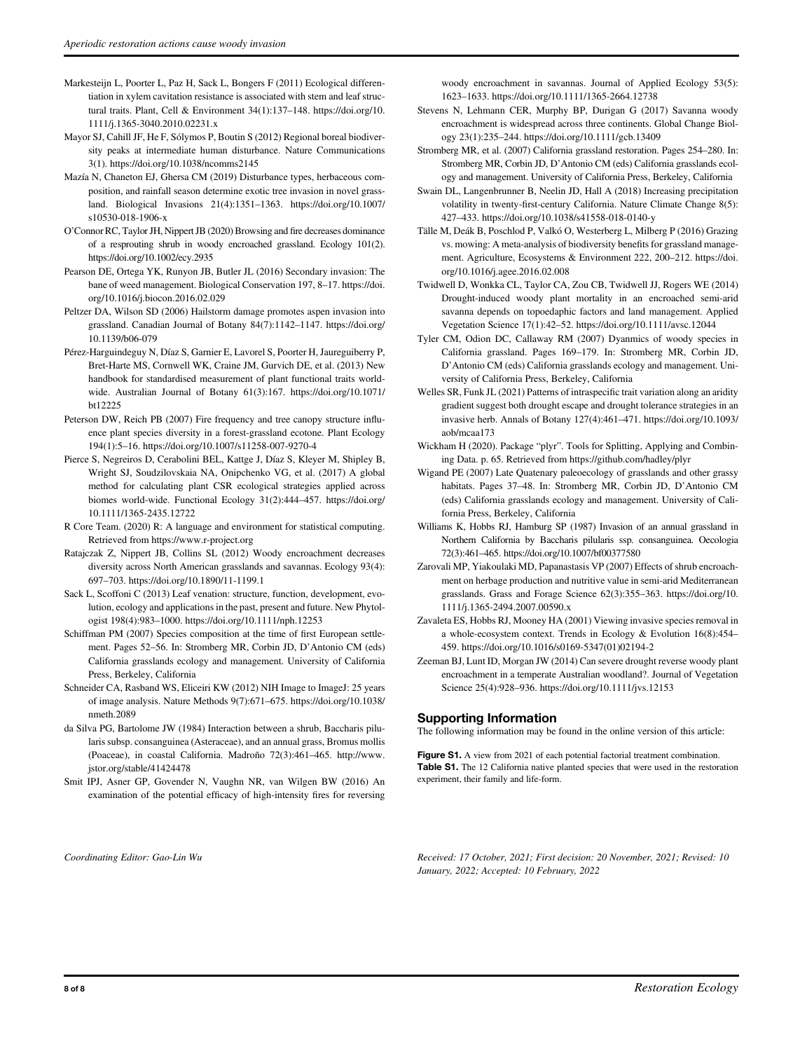Markesteijn L, Poorter L, Paz H, Sack L, Bongers F (2011) Ecological differentiation in xylem cavitation resistance is associated with stem and leaf structural traits. Plant, Cell & Environment 34(1):137–148. https://doi.org/10.1111/j.1365-3040.2010.02231.x

Mayor SJ, Cahill JF, He F, Sólymos P, Boutin S (2012) Regional boreal biodiversity peaks at intermediate human disturbance. Nature Communications 3(1). https://doi.org/10.1038/ncomms2145

Mazía N, Chaneton EJ, Ghersa CM (2019) Disturbance types, herbaceous composition, and rainfall season determine exotic tree invasion in novel grassland. Biological Invasions 21(4):1351–1363. https://doi.org/10.1007/s10530-018-1906-x

O'Connor RC, Taylor JH, Nippert JB (2020) Browsing and fire decreases dominance of a resprouting shrub in woody encroached grassland. Ecology 101(2). https://doi.org/10.1002/ecy.2935

Pearson DE, Ortega YK, Runyon JB, Butler JL (2016) Secondary invasion: The bane of weed management. Biological Conservation 197, 8–17. https://doi.org/10.1016/j.biocon.2016.02.029

Peltzer DA, Wilson SD (2006) Hailstorm damage promotes aspen invasion into grassland. Canadian Journal of Botany 84(7):1142–1147. https://doi.org/10.1139/b06-079

Pérez-Harguindeguy N, Díaz S, Garnier E, Lavorel S, Poorter H, Jaureguiberry P, Bret-Harte MS, Cornwell WK, Craine JM, Gurvich DE, et al. (2013) New handbook for standardised measurement of plant functional traits worldwide. Australian Journal of Botany 61(3):167. https://doi.org/10.1071/bt12225

Peterson DW, Reich PB (2007) Fire frequency and tree canopy structure influence plant species diversity in a forest-grassland ecotone. Plant Ecology 194(1):5–16. https://doi.org/10.1007/s11258-007-9270-4

Pierce S, Negreiros D, Cerabolini BEL, Kattge J, Díaz S, Kleyer M, Shipley B, Wright SJ, Soudzilovskaia NA, Onipchenko VG, et al. (2017) A global method for calculating plant CSR ecological strategies applied across biomes world-wide. Functional Ecology 31(2):444–457. https://doi.org/10.1111/1365-2435.12722

R Core Team. (2020) R: A language and environment for statistical computing. Retrieved from https://www.r-project.org

Ratajczak Z, Nippert JB, Collins SL (2012) Woody encroachment decreases diversity across North American grasslands and savannas. Ecology 93(4): 697–703. https://doi.org/10.1890/11-1199.1

Sack L, Scoffoni C (2013) Leaf venation: structure, function, development, evolution, ecology and applications in the past, present and future. New Phytologist 198(4):983–1000. https://doi.org/10.1111/nph.12253

Schiffman PM (2007) Species composition at the time of first European settlement. Pages 52–56. In: Stromberg MR, Corbin JD, D'Antonio CM (eds) California grasslands ecology and management. University of California Press, Berkeley, California

Schneider CA, Rasband WS, Eliceiri KW (2012) NIH Image to ImageJ: 25 years of image analysis. Nature Methods 9(7):671–675. https://doi.org/10.1038/nmeth.2089

da Silva PG, Bartolome JW (1984) Interaction between a shrub, Baccharis pilularis subsp. consanguinea (Asteraceae), and an annual grass, Bromus mollis (Poaceae), in coastal California. Madroño 72(3):461–465. http://www.jstor.org/stable/41424478

Smit IPJ, Asner GP, Govender N, Vaughn NR, van Wilgen BW (2016) An examination of the potential efficacy of high-intensity fires for reversing woody encroachment in savannas. Journal of Applied Ecology 53(5): 1623–1633. https://doi.org/10.1111/1365-2664.12738

Stevens N, Lehmann CER, Murphy BP, Durigan G (2017) Savanna woody encroachment is widespread across three continents. Global Change Biology 23(1):235–244. https://doi.org/10.1111/gcb.13409

Stromberg MR, et al. (2007) California grassland restoration. Pages 254–280. In: Stromberg MR, Corbin JD, D'Antonio CM (eds) California grasslands ecology and management. University of California Press, Berkeley, California

Swain DL, Langenbrunner B, Neelin JD, Hall A (2018) Increasing precipitation volatility in twenty-first-century California. Nature Climate Change 8(5): 427–433. https://doi.org/10.1038/s41558-018-0140-y

Tälle M, Deák B, Poschlod P, Valkó O, Westerberg L, Milberg P (2016) Grazing vs. mowing: A meta-analysis of biodiversity benefits for grassland management. Agriculture, Ecosystems & Environment 222, 200–212. https://doi.org/10.1016/j.agee.2016.02.008

Twidwell D, Wonkka CL, Taylor CA, Zou CB, Twidwell JJ, Rogers WE (2014) Drought-induced woody plant mortality in an encroached semi-arid savanna depends on topoedaphic factors and land management. Applied Vegetation Science 17(1):42–52. https://doi.org/10.1111/avsc.12044

Tyler CM, Odion DC, Callaway RM (2007) Dyanmics of woody species in California grassland. Pages 169–179. In: Stromberg MR, Corbin JD, D'Antonio CM (eds) California grasslands ecology and management. University of California Press, Berkeley, California

Welles SR, Funk JL (2021) Patterns of intraspecific trait variation along an aridity gradient suggest both drought escape and drought tolerance strategies in an invasive herb. Annals of Botany 127(4):461–471. https://doi.org/10.1093/aob/mcaa173

Wickham H (2020). Package "plyr". Tools for Splitting, Applying and Combining Data. p. 65. Retrieved from https://github.com/hadley/plyr

Wigand PE (2007) Late Quatenary paleoecology of grasslands and other grassy habitats. Pages 37–48. In: Stromberg MR, Corbin JD, D'Antonio CM (eds) California grasslands ecology and management. University of California Press, Berkeley, California

Williams K, Hobbs RJ, Hamburg SP (1987) Invasion of an annual grassland in Northern California by Baccharis pilularis ssp. consanguinea. Oecologia 72(3):461–465. https://doi.org/10.1007/bf00377580

Zarovali MP, Yiakoulaki MD, Papanastasis VP (2007) Effects of shrub encroachment on herbage production and nutritive value in semi-arid Mediterranean grasslands. Grass and Forage Science 62(3):355–363. https://doi.org/10.1111/j.1365-2494.2007.00590.x

Zavaleta ES, Hobbs RJ, Mooney HA (2001) Viewing invasive species removal in a whole-ecosystem context. Trends in Ecology & Evolution 16(8):454–459. https://doi.org/10.1016/s0169-5347(01)02194-2

Zeeman BJ, Lunt ID, Morgan JW (2014) Can severe drought reverse woody plant encroachment in a temperate Australian woodland?. Journal of Vegetation Science 25(4):928–936. https://doi.org/10.1111/jvs.12153

## Supporting Information

The following information may be found in the online version of this article:

**Figure S1.** A view from 2021 of each potential factorial treatment combination.
**Table S1.** The 12 California native planted species that were used in the restoration experiment, their family and life-form.

*Coordinating Editor: Gao-Lin Wu*

*Received: 17 October, 2021; First decision: 20 November, 2021; Revised: 10 January, 2022; Accepted: 10 February, 2022*